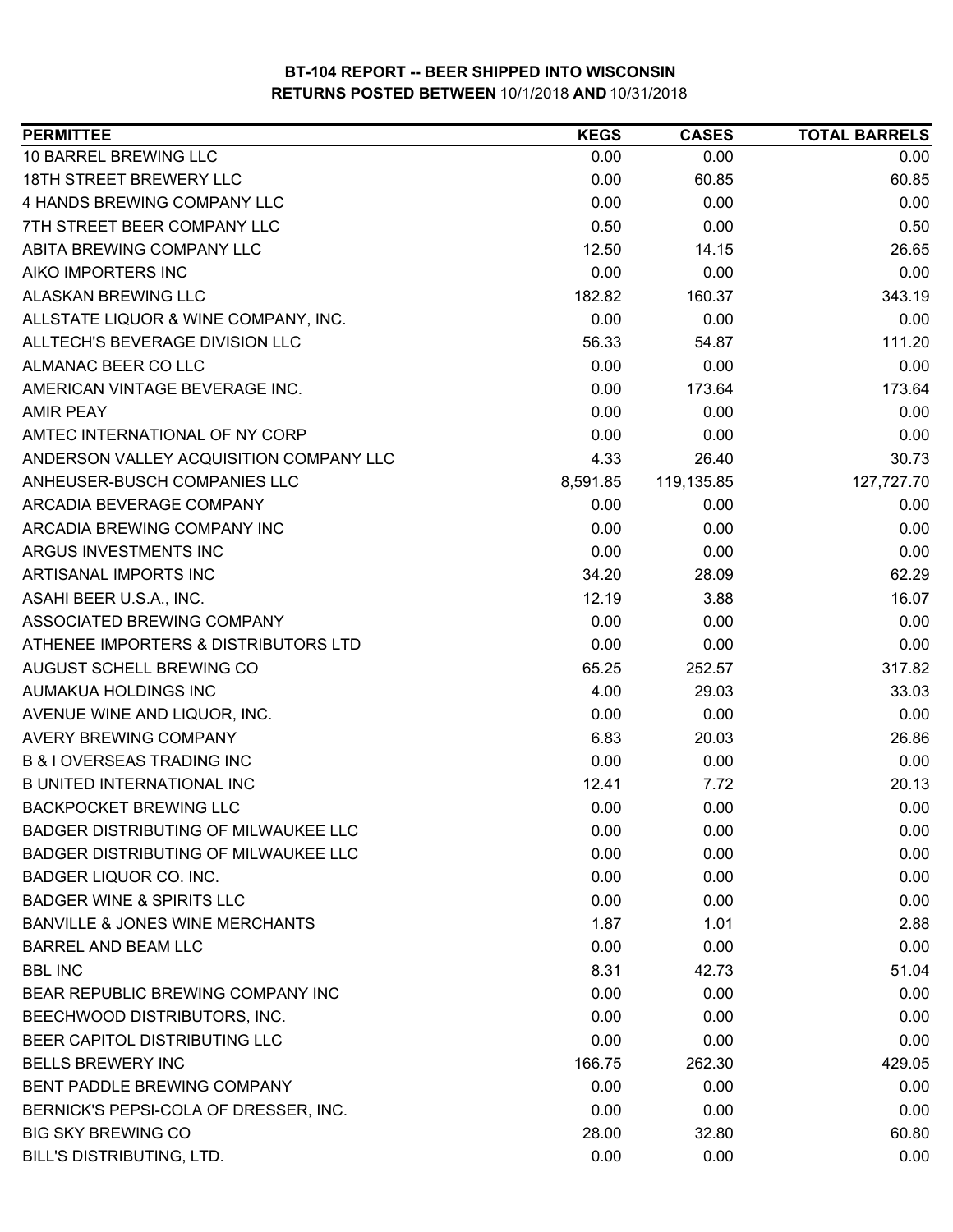# BT-104 REPORT -- BEER SHIPPED INTO WISCONSIN

## RETURNS POSTED BETWEEN 10/1/2018 AND 10/31/2018

| PERMITTEE | KEGS | CASES | TOTAL BARRELS |
|---|---|---|---|
| 10 BARREL BREWING LLC | 0.00 | 0.00 | 0.00 |
| 18TH STREET BREWERY LLC | 0.00 | 60.85 | 60.85 |
| 4 HANDS BREWING COMPANY LLC | 0.00 | 0.00 | 0.00 |
| 7TH STREET BEER COMPANY LLC | 0.50 | 0.00 | 0.50 |
| ABITA BREWING COMPANY LLC | 12.50 | 14.15 | 26.65 |
| AIKO IMPORTERS INC | 0.00 | 0.00 | 0.00 |
| ALASKAN BREWING LLC | 182.82 | 160.37 | 343.19 |
| ALLSTATE LIQUOR & WINE COMPANY, INC. | 0.00 | 0.00 | 0.00 |
| ALLTECH'S BEVERAGE DIVISION LLC | 56.33 | 54.87 | 111.20 |
| ALMANAC BEER CO LLC | 0.00 | 0.00 | 0.00 |
| AMERICAN VINTAGE BEVERAGE INC. | 0.00 | 173.64 | 173.64 |
| AMIR PEAY | 0.00 | 0.00 | 0.00 |
| AMTEC INTERNATIONAL OF NY CORP | 0.00 | 0.00 | 0.00 |
| ANDERSON VALLEY ACQUISITION COMPANY LLC | 4.33 | 26.40 | 30.73 |
| ANHEUSER-BUSCH COMPANIES LLC | 8,591.85 | 119,135.85 | 127,727.70 |
| ARCADIA BEVERAGE COMPANY | 0.00 | 0.00 | 0.00 |
| ARCADIA BREWING COMPANY INC | 0.00 | 0.00 | 0.00 |
| ARGUS INVESTMENTS INC | 0.00 | 0.00 | 0.00 |
| ARTISANAL IMPORTS INC | 34.20 | 28.09 | 62.29 |
| ASAHI BEER U.S.A., INC. | 12.19 | 3.88 | 16.07 |
| ASSOCIATED BREWING COMPANY | 0.00 | 0.00 | 0.00 |
| ATHENEE IMPORTERS & DISTRIBUTORS LTD | 0.00 | 0.00 | 0.00 |
| AUGUST SCHELL BREWING CO | 65.25 | 252.57 | 317.82 |
| AUMAKUA HOLDINGS INC | 4.00 | 29.03 | 33.03 |
| AVENUE WINE AND LIQUOR, INC. | 0.00 | 0.00 | 0.00 |
| AVERY BREWING COMPANY | 6.83 | 20.03 | 26.86 |
| B & I OVERSEAS TRADING INC | 0.00 | 0.00 | 0.00 |
| B UNITED INTERNATIONAL INC | 12.41 | 7.72 | 20.13 |
| BACKPOCKET BREWING LLC | 0.00 | 0.00 | 0.00 |
| BADGER DISTRIBUTING OF MILWAUKEE LLC | 0.00 | 0.00 | 0.00 |
| BADGER DISTRIBUTING OF MILWAUKEE LLC | 0.00 | 0.00 | 0.00 |
| BADGER LIQUOR CO. INC. | 0.00 | 0.00 | 0.00 |
| BADGER WINE & SPIRITS LLC | 0.00 | 0.00 | 0.00 |
| BANVILLE & JONES WINE MERCHANTS | 1.87 | 1.01 | 2.88 |
| BARREL AND BEAM LLC | 0.00 | 0.00 | 0.00 |
| BBL INC | 8.31 | 42.73 | 51.04 |
| BEAR REPUBLIC BREWING COMPANY INC | 0.00 | 0.00 | 0.00 |
| BEECHWOOD DISTRIBUTORS, INC. | 0.00 | 0.00 | 0.00 |
| BEER CAPITOL DISTRIBUTING LLC | 0.00 | 0.00 | 0.00 |
| BELLS BREWERY INC | 166.75 | 262.30 | 429.05 |
| BENT PADDLE BREWING COMPANY | 0.00 | 0.00 | 0.00 |
| BERNICK'S PEPSI-COLA OF DRESSER, INC. | 0.00 | 0.00 | 0.00 |
| BIG SKY BREWING CO | 28.00 | 32.80 | 60.80 |
| BILL'S DISTRIBUTING, LTD. | 0.00 | 0.00 | 0.00 |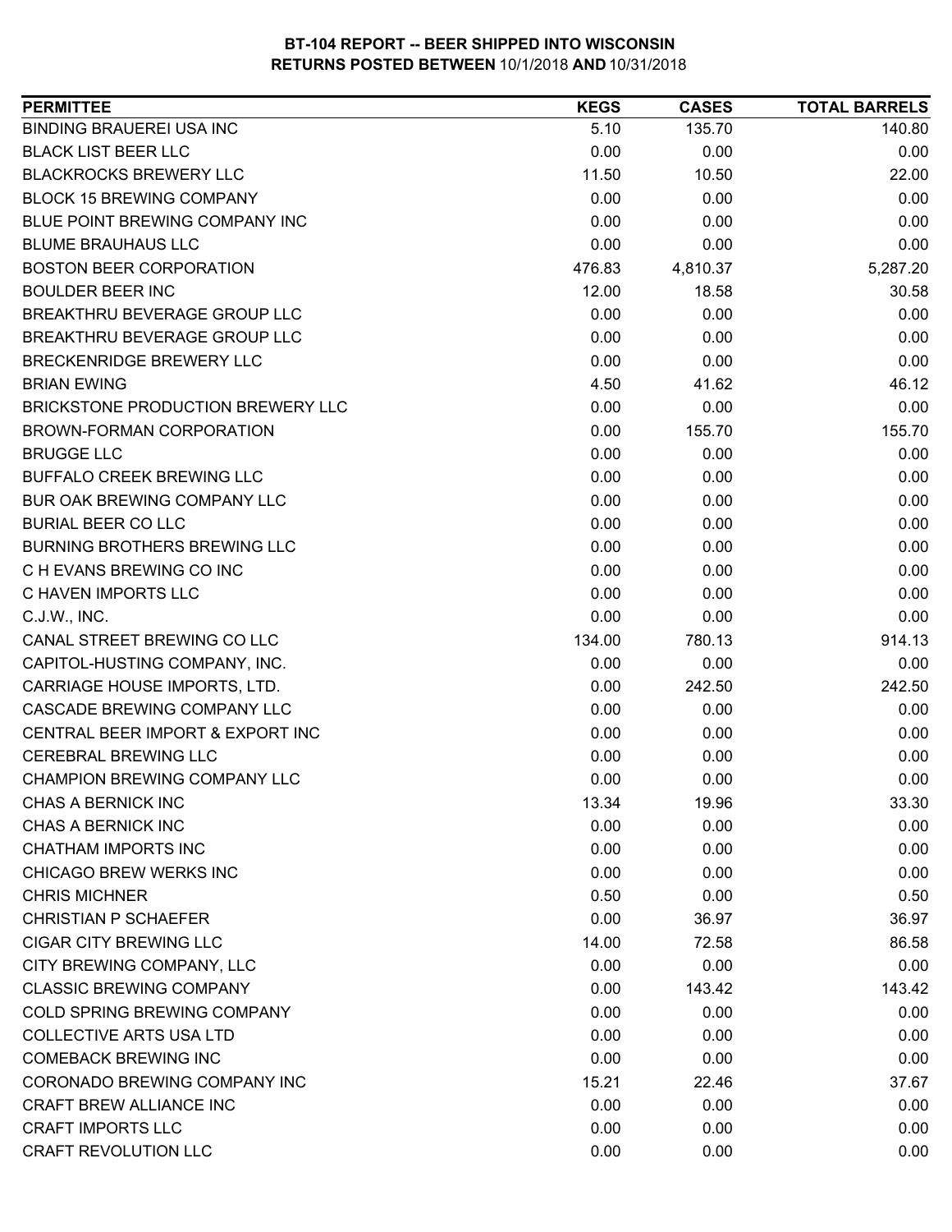# BT-104 REPORT -- BEER SHIPPED INTO WISCONSIN
## RETURNS POSTED BETWEEN 10/1/2018 AND 10/31/2018

| PERMITTEE | KEGS | CASES | TOTAL BARRELS |
|---|---|---|---|
| BINDING BRAUEREI USA INC | 5.10 | 135.70 | 140.80 |
| BLACK LIST BEER LLC | 0.00 | 0.00 | 0.00 |
| BLACKROCKS BREWERY LLC | 11.50 | 10.50 | 22.00 |
| BLOCK 15 BREWING COMPANY | 0.00 | 0.00 | 0.00 |
| BLUE POINT BREWING COMPANY INC | 0.00 | 0.00 | 0.00 |
| BLUME BRAUHAUS LLC | 0.00 | 0.00 | 0.00 |
| BOSTON BEER CORPORATION | 476.83 | 4,810.37 | 5,287.20 |
| BOULDER BEER INC | 12.00 | 18.58 | 30.58 |
| BREAKTHRU BEVERAGE GROUP LLC | 0.00 | 0.00 | 0.00 |
| BREAKTHRU BEVERAGE GROUP LLC | 0.00 | 0.00 | 0.00 |
| BRECKENRIDGE BREWERY LLC | 0.00 | 0.00 | 0.00 |
| BRIAN EWING | 4.50 | 41.62 | 46.12 |
| BRICKSTONE PRODUCTION BREWERY LLC | 0.00 | 0.00 | 0.00 |
| BROWN-FORMAN CORPORATION | 0.00 | 155.70 | 155.70 |
| BRUGGE LLC | 0.00 | 0.00 | 0.00 |
| BUFFALO CREEK BREWING LLC | 0.00 | 0.00 | 0.00 |
| BUR OAK BREWING COMPANY LLC | 0.00 | 0.00 | 0.00 |
| BURIAL BEER CO LLC | 0.00 | 0.00 | 0.00 |
| BURNING BROTHERS BREWING LLC | 0.00 | 0.00 | 0.00 |
| C H EVANS BREWING CO INC | 0.00 | 0.00 | 0.00 |
| C HAVEN IMPORTS LLC | 0.00 | 0.00 | 0.00 |
| C.J.W., INC. | 0.00 | 0.00 | 0.00 |
| CANAL STREET BREWING CO LLC | 134.00 | 780.13 | 914.13 |
| CAPITOL-HUSTING COMPANY, INC. | 0.00 | 0.00 | 0.00 |
| CARRIAGE HOUSE IMPORTS, LTD. | 0.00 | 242.50 | 242.50 |
| CASCADE BREWING COMPANY LLC | 0.00 | 0.00 | 0.00 |
| CENTRAL BEER IMPORT & EXPORT INC | 0.00 | 0.00 | 0.00 |
| CEREBRAL BREWING LLC | 0.00 | 0.00 | 0.00 |
| CHAMPION BREWING COMPANY LLC | 0.00 | 0.00 | 0.00 |
| CHAS A BERNICK INC | 13.34 | 19.96 | 33.30 |
| CHAS A BERNICK INC | 0.00 | 0.00 | 0.00 |
| CHATHAM IMPORTS INC | 0.00 | 0.00 | 0.00 |
| CHICAGO BREW WERKS INC | 0.00 | 0.00 | 0.00 |
| CHRIS MICHNER | 0.50 | 0.00 | 0.50 |
| CHRISTIAN P SCHAEFER | 0.00 | 36.97 | 36.97 |
| CIGAR CITY BREWING LLC | 14.00 | 72.58 | 86.58 |
| CITY BREWING COMPANY, LLC | 0.00 | 0.00 | 0.00 |
| CLASSIC BREWING COMPANY | 0.00 | 143.42 | 143.42 |
| COLD SPRING BREWING COMPANY | 0.00 | 0.00 | 0.00 |
| COLLECTIVE ARTS USA LTD | 0.00 | 0.00 | 0.00 |
| COMEBACK BREWING INC | 0.00 | 0.00 | 0.00 |
| CORONADO BREWING COMPANY INC | 15.21 | 22.46 | 37.67 |
| CRAFT BREW ALLIANCE INC | 0.00 | 0.00 | 0.00 |
| CRAFT IMPORTS LLC | 0.00 | 0.00 | 0.00 |
| CRAFT REVOLUTION LLC | 0.00 | 0.00 | 0.00 |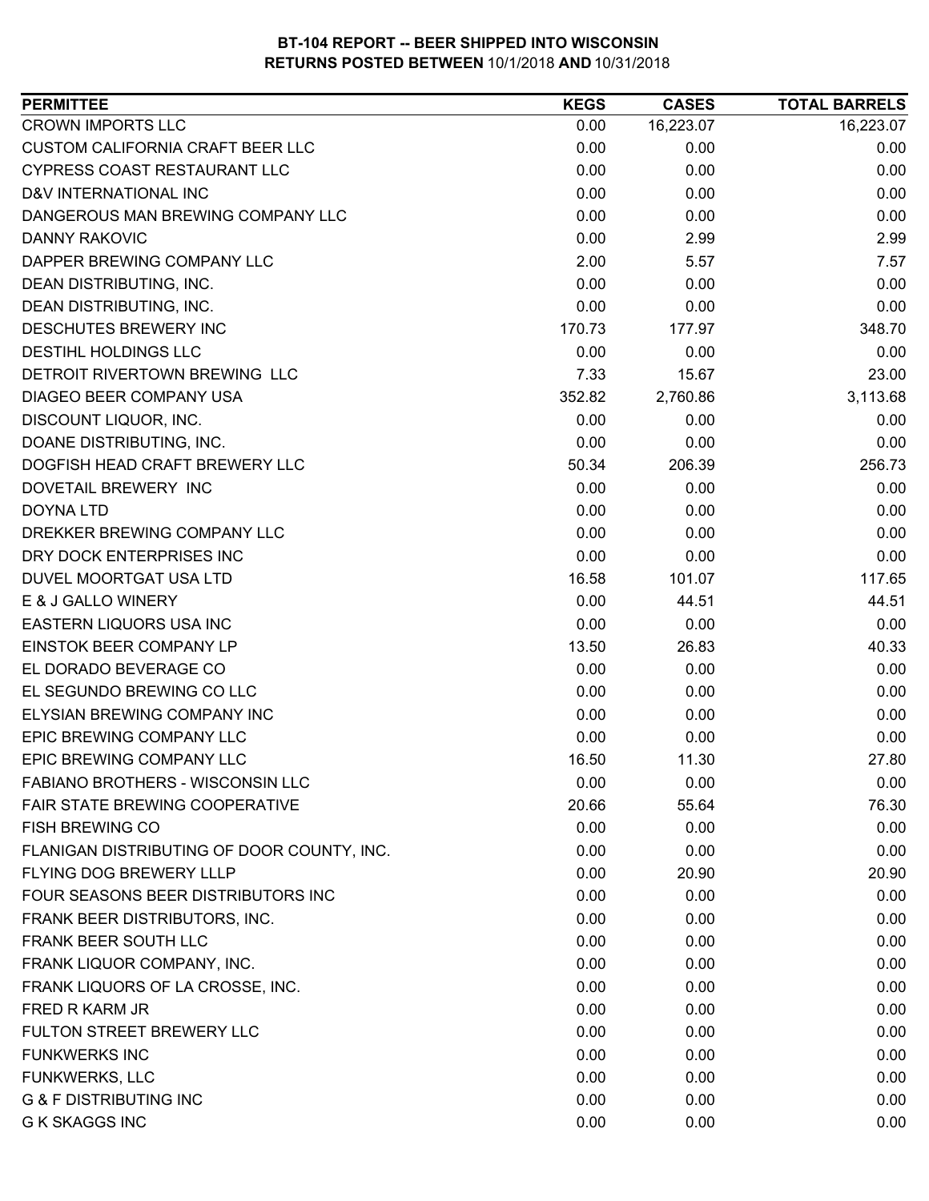# BT-104 REPORT -- BEER SHIPPED INTO WISCONSIN
**RETURNS POSTED BETWEEN** 10/1/2018 **AND** 10/31/2018

| PERMITTEE | KEGS | CASES | TOTAL BARRELS |
|---|---|---|---|
| CROWN IMPORTS LLC | 0.00 | 16,223.07 | 16,223.07 |
| CUSTOM CALIFORNIA CRAFT BEER LLC | 0.00 | 0.00 | 0.00 |
| CYPRESS COAST RESTAURANT LLC | 0.00 | 0.00 | 0.00 |
| D&V INTERNATIONAL INC | 0.00 | 0.00 | 0.00 |
| DANGEROUS MAN BREWING COMPANY LLC | 0.00 | 0.00 | 0.00 |
| DANNY RAKOVIC | 0.00 | 2.99 | 2.99 |
| DAPPER BREWING COMPANY LLC | 2.00 | 5.57 | 7.57 |
| DEAN DISTRIBUTING, INC. | 0.00 | 0.00 | 0.00 |
| DEAN DISTRIBUTING, INC. | 0.00 | 0.00 | 0.00 |
| DESCHUTES BREWERY INC | 170.73 | 177.97 | 348.70 |
| DESTIHL HOLDINGS LLC | 0.00 | 0.00 | 0.00 |
| DETROIT RIVERTOWN BREWING LLC | 7.33 | 15.67 | 23.00 |
| DIAGEO BEER COMPANY USA | 352.82 | 2,760.86 | 3,113.68 |
| DISCOUNT LIQUOR, INC. | 0.00 | 0.00 | 0.00 |
| DOANE DISTRIBUTING, INC. | 0.00 | 0.00 | 0.00 |
| DOGFISH HEAD CRAFT BREWERY LLC | 50.34 | 206.39 | 256.73 |
| DOVETAIL BREWERY INC | 0.00 | 0.00 | 0.00 |
| DOYNA LTD | 0.00 | 0.00 | 0.00 |
| DREKKER BREWING COMPANY LLC | 0.00 | 0.00 | 0.00 |
| DRY DOCK ENTERPRISES INC | 0.00 | 0.00 | 0.00 |
| DUVEL MOORTGAT USA LTD | 16.58 | 101.07 | 117.65 |
| E & J GALLO WINERY | 0.00 | 44.51 | 44.51 |
| EASTERN LIQUORS USA INC | 0.00 | 0.00 | 0.00 |
| EINSTOK BEER COMPANY LP | 13.50 | 26.83 | 40.33 |
| EL DORADO BEVERAGE CO | 0.00 | 0.00 | 0.00 |
| EL SEGUNDO BREWING CO LLC | 0.00 | 0.00 | 0.00 |
| ELYSIAN BREWING COMPANY INC | 0.00 | 0.00 | 0.00 |
| EPIC BREWING COMPANY LLC | 0.00 | 0.00 | 0.00 |
| EPIC BREWING COMPANY LLC | 16.50 | 11.30 | 27.80 |
| FABIANO BROTHERS - WISCONSIN LLC | 0.00 | 0.00 | 0.00 |
| FAIR STATE BREWING COOPERATIVE | 20.66 | 55.64 | 76.30 |
| FISH BREWING CO | 0.00 | 0.00 | 0.00 |
| FLANIGAN DISTRIBUTING OF DOOR COUNTY, INC. | 0.00 | 0.00 | 0.00 |
| FLYING DOG BREWERY LLLP | 0.00 | 20.90 | 20.90 |
| FOUR SEASONS BEER DISTRIBUTORS INC | 0.00 | 0.00 | 0.00 |
| FRANK BEER DISTRIBUTORS, INC. | 0.00 | 0.00 | 0.00 |
| FRANK BEER SOUTH LLC | 0.00 | 0.00 | 0.00 |
| FRANK LIQUOR COMPANY, INC. | 0.00 | 0.00 | 0.00 |
| FRANK LIQUORS OF LA CROSSE, INC. | 0.00 | 0.00 | 0.00 |
| FRED R KARM JR | 0.00 | 0.00 | 0.00 |
| FULTON STREET BREWERY LLC | 0.00 | 0.00 | 0.00 |
| FUNKWERKS INC | 0.00 | 0.00 | 0.00 |
| FUNKWERKS, LLC | 0.00 | 0.00 | 0.00 |
| G & F DISTRIBUTING INC | 0.00 | 0.00 | 0.00 |
| G K SKAGGS INC | 0.00 | 0.00 | 0.00 |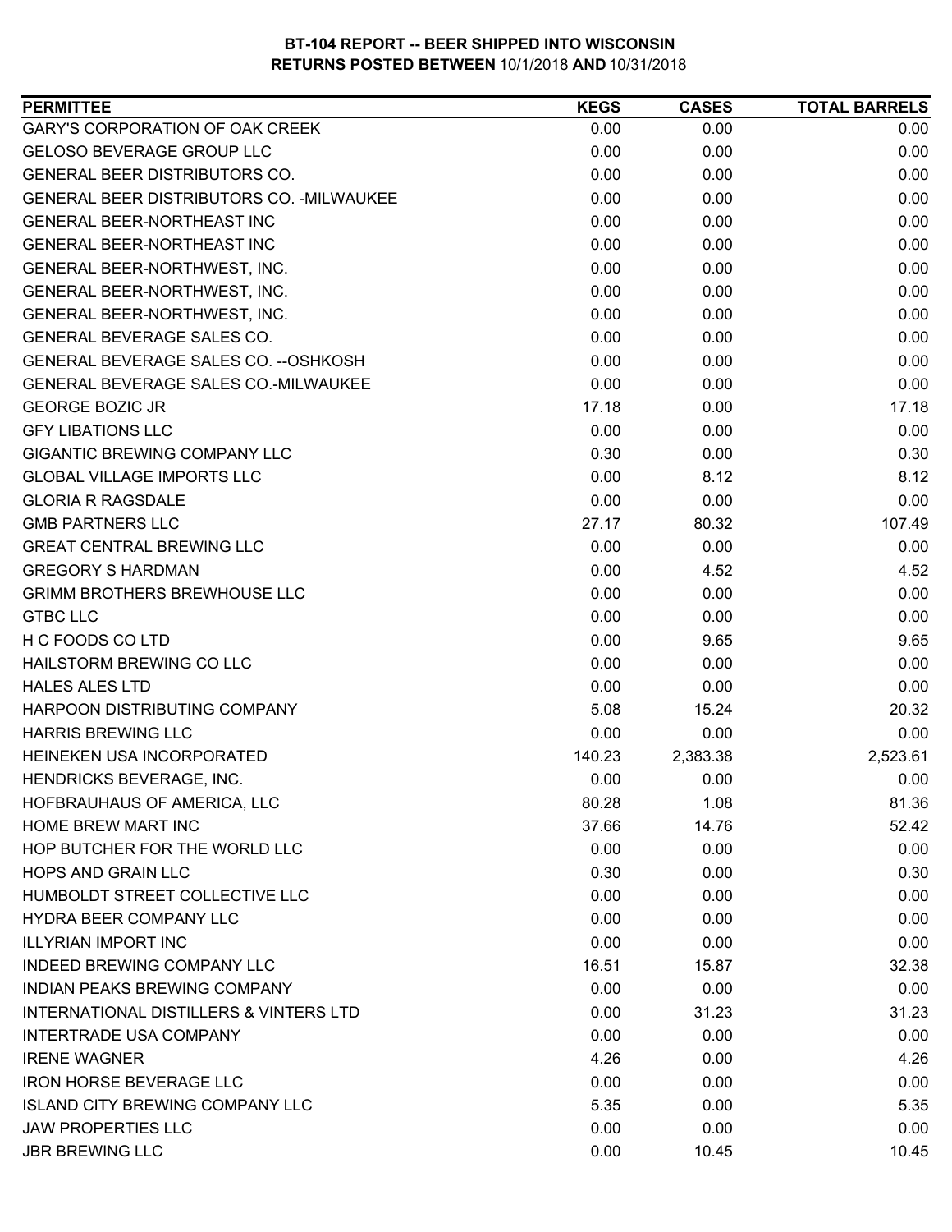**BT-104 REPORT -- BEER SHIPPED INTO WISCONSIN**
**RETURNS POSTED BETWEEN** 10/1/2018 **AND** 10/31/2018

| PERMITTEE | KEGS | CASES | TOTAL BARRELS |
|---|---|---|---|
| GARY'S CORPORATION OF OAK CREEK | 0.00 | 0.00 | 0.00 |
| GELOSO BEVERAGE GROUP LLC | 0.00 | 0.00 | 0.00 |
| GENERAL BEER DISTRIBUTORS CO. | 0.00 | 0.00 | 0.00 |
| GENERAL BEER DISTRIBUTORS CO. -MILWAUKEE | 0.00 | 0.00 | 0.00 |
| GENERAL BEER-NORTHEAST INC | 0.00 | 0.00 | 0.00 |
| GENERAL BEER-NORTHEAST INC | 0.00 | 0.00 | 0.00 |
| GENERAL BEER-NORTHWEST, INC. | 0.00 | 0.00 | 0.00 |
| GENERAL BEER-NORTHWEST, INC. | 0.00 | 0.00 | 0.00 |
| GENERAL BEER-NORTHWEST, INC. | 0.00 | 0.00 | 0.00 |
| GENERAL BEVERAGE SALES CO. | 0.00 | 0.00 | 0.00 |
| GENERAL BEVERAGE SALES CO. --OSHKOSH | 0.00 | 0.00 | 0.00 |
| GENERAL BEVERAGE SALES CO.-MILWAUKEE | 0.00 | 0.00 | 0.00 |
| GEORGE BOZIC JR | 17.18 | 0.00 | 17.18 |
| GFY LIBATIONS LLC | 0.00 | 0.00 | 0.00 |
| GIGANTIC BREWING COMPANY LLC | 0.30 | 0.00 | 0.30 |
| GLOBAL VILLAGE IMPORTS LLC | 0.00 | 8.12 | 8.12 |
| GLORIA R RAGSDALE | 0.00 | 0.00 | 0.00 |
| GMB PARTNERS LLC | 27.17 | 80.32 | 107.49 |
| GREAT CENTRAL BREWING LLC | 0.00 | 0.00 | 0.00 |
| GREGORY S HARDMAN | 0.00 | 4.52 | 4.52 |
| GRIMM BROTHERS BREWHOUSE LLC | 0.00 | 0.00 | 0.00 |
| GTBC LLC | 0.00 | 0.00 | 0.00 |
| H C FOODS CO LTD | 0.00 | 9.65 | 9.65 |
| HAILSTORM BREWING CO LLC | 0.00 | 0.00 | 0.00 |
| HALES ALES LTD | 0.00 | 0.00 | 0.00 |
| HARPOON DISTRIBUTING COMPANY | 5.08 | 15.24 | 20.32 |
| HARRIS BREWING LLC | 0.00 | 0.00 | 0.00 |
| HEINEKEN USA INCORPORATED | 140.23 | 2,383.38 | 2,523.61 |
| HENDRICKS BEVERAGE, INC. | 0.00 | 0.00 | 0.00 |
| HOFBRAUHAUS OF AMERICA, LLC | 80.28 | 1.08 | 81.36 |
| HOME BREW MART INC | 37.66 | 14.76 | 52.42 |
| HOP BUTCHER FOR THE WORLD LLC | 0.00 | 0.00 | 0.00 |
| HOPS AND GRAIN LLC | 0.30 | 0.00 | 0.30 |
| HUMBOLDT STREET COLLECTIVE LLC | 0.00 | 0.00 | 0.00 |
| HYDRA BEER COMPANY LLC | 0.00 | 0.00 | 0.00 |
| ILLYRIAN IMPORT INC | 0.00 | 0.00 | 0.00 |
| INDEED BREWING COMPANY LLC | 16.51 | 15.87 | 32.38 |
| INDIAN PEAKS BREWING COMPANY | 0.00 | 0.00 | 0.00 |
| INTERNATIONAL DISTILLERS & VINTERS LTD | 0.00 | 31.23 | 31.23 |
| INTERTRADE USA COMPANY | 0.00 | 0.00 | 0.00 |
| IRENE WAGNER | 4.26 | 0.00 | 4.26 |
| IRON HORSE BEVERAGE LLC | 0.00 | 0.00 | 0.00 |
| ISLAND CITY BREWING COMPANY LLC | 5.35 | 0.00 | 5.35 |
| JAW PROPERTIES LLC | 0.00 | 0.00 | 0.00 |
| JBR BREWING LLC | 0.00 | 10.45 | 10.45 |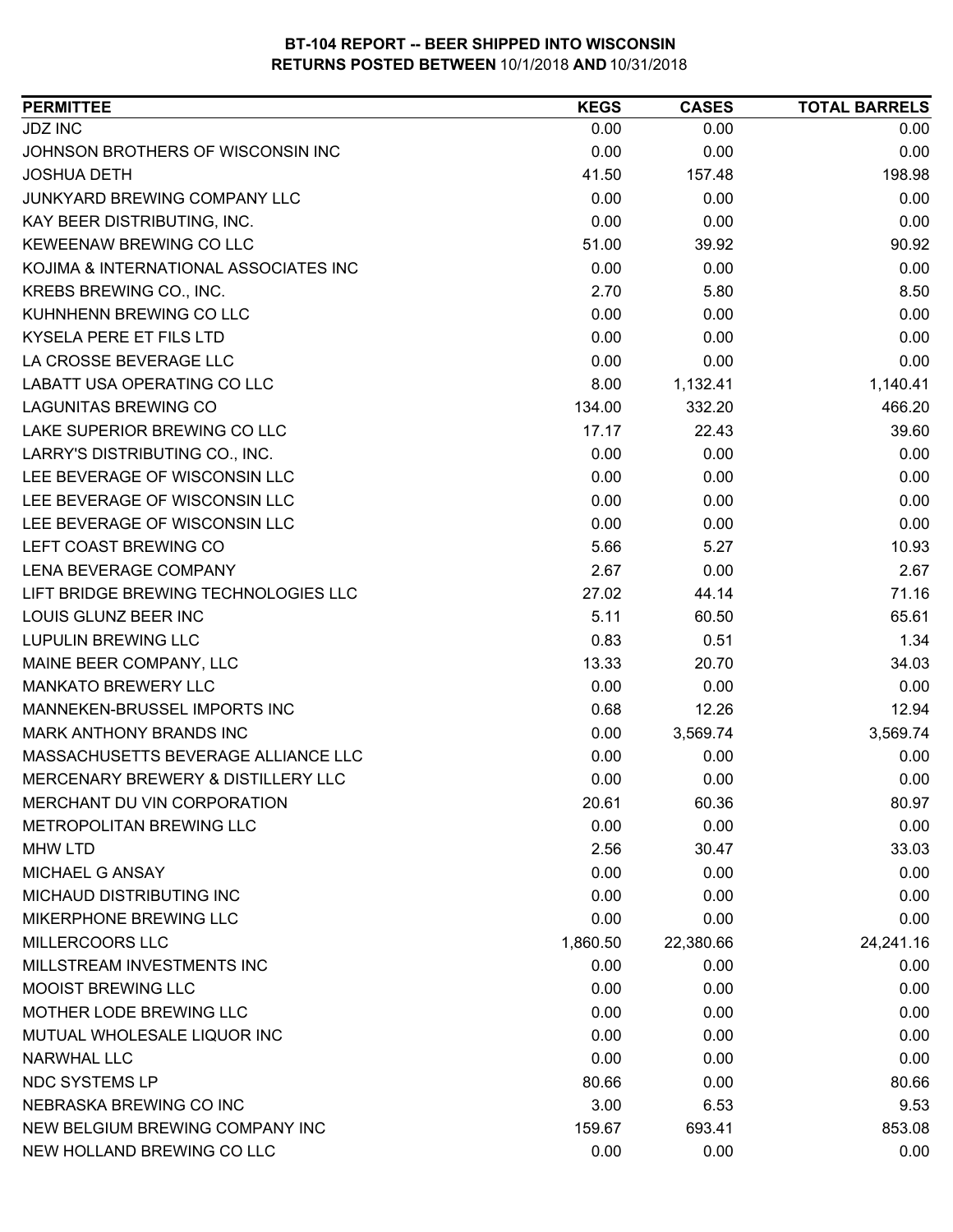**BT-104 REPORT -- BEER SHIPPED INTO WISCONSIN**
**RETURNS POSTED BETWEEN** 10/1/2018 **AND** 10/31/2018

| PERMITTEE | KEGS | CASES | TOTAL BARRELS |
|---|---|---|---|
| JDZ INC | 0.00 | 0.00 | 0.00 |
| JOHNSON BROTHERS OF WISCONSIN INC | 0.00 | 0.00 | 0.00 |
| JOSHUA DETH | 41.50 | 157.48 | 198.98 |
| JUNKYARD BREWING COMPANY LLC | 0.00 | 0.00 | 0.00 |
| KAY BEER DISTRIBUTING, INC. | 0.00 | 0.00 | 0.00 |
| KEWEENAW BREWING CO LLC | 51.00 | 39.92 | 90.92 |
| KOJIMA & INTERNATIONAL ASSOCIATES INC | 0.00 | 0.00 | 0.00 |
| KREBS BREWING CO., INC. | 2.70 | 5.80 | 8.50 |
| KUHNHENN BREWING CO LLC | 0.00 | 0.00 | 0.00 |
| KYSELA PERE ET FILS LTD | 0.00 | 0.00 | 0.00 |
| LA CROSSE BEVERAGE LLC | 0.00 | 0.00 | 0.00 |
| LABATT USA OPERATING CO LLC | 8.00 | 1,132.41 | 1,140.41 |
| LAGUNITAS BREWING CO | 134.00 | 332.20 | 466.20 |
| LAKE SUPERIOR BREWING CO LLC | 17.17 | 22.43 | 39.60 |
| LARRY'S DISTRIBUTING CO., INC. | 0.00 | 0.00 | 0.00 |
| LEE BEVERAGE OF WISCONSIN LLC | 0.00 | 0.00 | 0.00 |
| LEE BEVERAGE OF WISCONSIN LLC | 0.00 | 0.00 | 0.00 |
| LEE BEVERAGE OF WISCONSIN LLC | 0.00 | 0.00 | 0.00 |
| LEFT COAST BREWING CO | 5.66 | 5.27 | 10.93 |
| LENA BEVERAGE COMPANY | 2.67 | 0.00 | 2.67 |
| LIFT BRIDGE BREWING TECHNOLOGIES LLC | 27.02 | 44.14 | 71.16 |
| LOUIS GLUNZ BEER INC | 5.11 | 60.50 | 65.61 |
| LUPULIN BREWING LLC | 0.83 | 0.51 | 1.34 |
| MAINE BEER COMPANY, LLC | 13.33 | 20.70 | 34.03 |
| MANKATO BREWERY LLC | 0.00 | 0.00 | 0.00 |
| MANNEKEN-BRUSSEL IMPORTS INC | 0.68 | 12.26 | 12.94 |
| MARK ANTHONY BRANDS INC | 0.00 | 3,569.74 | 3,569.74 |
| MASSACHUSETTS BEVERAGE ALLIANCE LLC | 0.00 | 0.00 | 0.00 |
| MERCENARY BREWERY & DISTILLERY LLC | 0.00 | 0.00 | 0.00 |
| MERCHANT DU VIN CORPORATION | 20.61 | 60.36 | 80.97 |
| METROPOLITAN BREWING LLC | 0.00 | 0.00 | 0.00 |
| MHW LTD | 2.56 | 30.47 | 33.03 |
| MICHAEL G ANSAY | 0.00 | 0.00 | 0.00 |
| MICHAUD DISTRIBUTING INC | 0.00 | 0.00 | 0.00 |
| MIKERPHONE BREWING LLC | 0.00 | 0.00 | 0.00 |
| MILLERCOORS LLC | 1,860.50 | 22,380.66 | 24,241.16 |
| MILLSTREAM INVESTMENTS INC | 0.00 | 0.00 | 0.00 |
| MOOIST BREWING LLC | 0.00 | 0.00 | 0.00 |
| MOTHER LODE BREWING LLC | 0.00 | 0.00 | 0.00 |
| MUTUAL WHOLESALE LIQUOR INC | 0.00 | 0.00 | 0.00 |
| NARWHAL LLC | 0.00 | 0.00 | 0.00 |
| NDC SYSTEMS LP | 80.66 | 0.00 | 80.66 |
| NEBRASKA BREWING CO INC | 3.00 | 6.53 | 9.53 |
| NEW BELGIUM BREWING COMPANY INC | 159.67 | 693.41 | 853.08 |
| NEW HOLLAND BREWING CO LLC | 0.00 | 0.00 | 0.00 |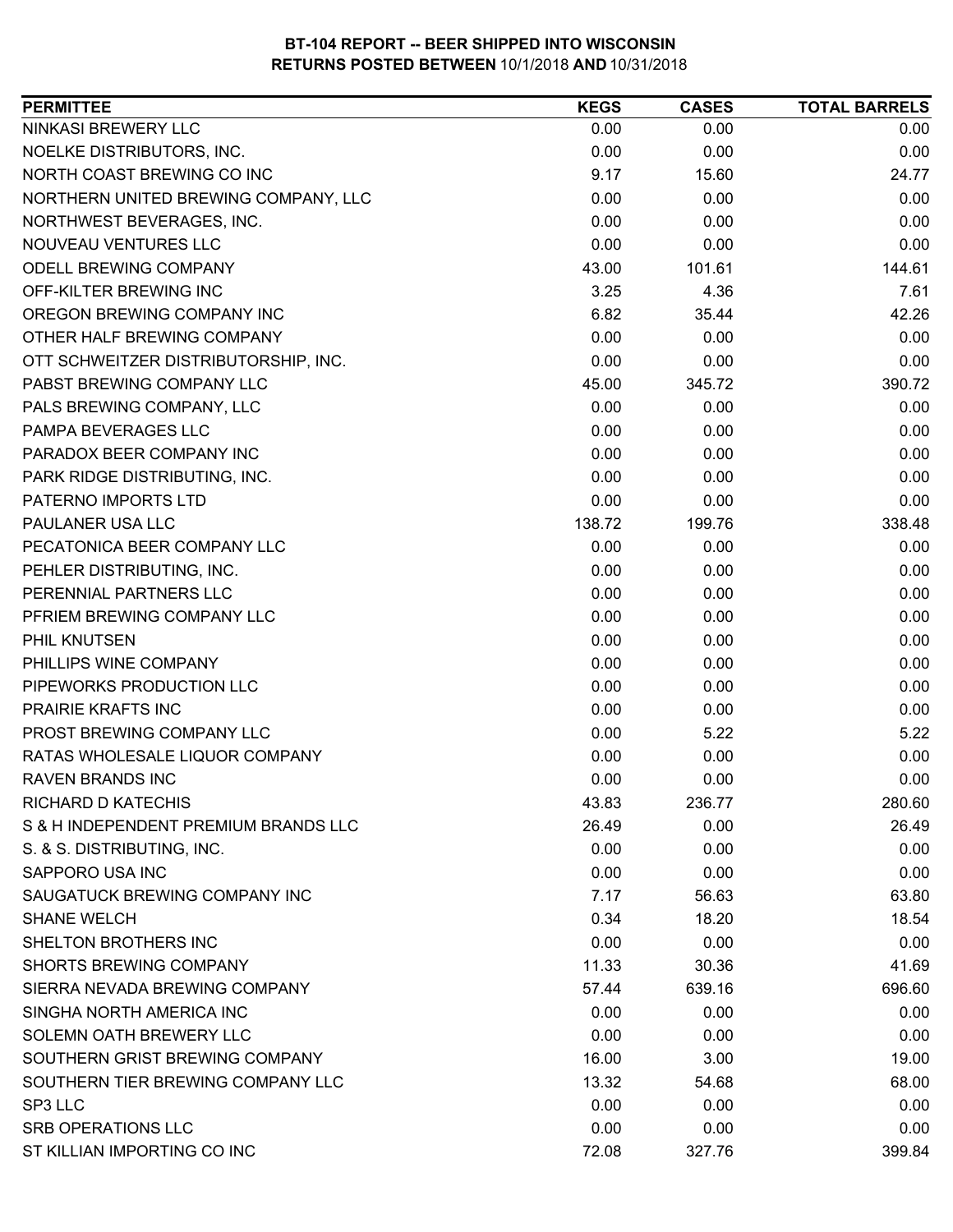**BT-104 REPORT -- BEER SHIPPED INTO WISCONSIN**
**RETURNS POSTED BETWEEN** 10/1/2018 **AND** 10/31/2018

| PERMITTEE | KEGS | CASES | TOTAL BARRELS |
|---|---|---|---|
| NINKASI BREWERY LLC | 0.00 | 0.00 | 0.00 |
| NOELKE DISTRIBUTORS, INC. | 0.00 | 0.00 | 0.00 |
| NORTH COAST BREWING CO INC | 9.17 | 15.60 | 24.77 |
| NORTHERN UNITED BREWING COMPANY, LLC | 0.00 | 0.00 | 0.00 |
| NORTHWEST BEVERAGES, INC. | 0.00 | 0.00 | 0.00 |
| NOUVEAU VENTURES LLC | 0.00 | 0.00 | 0.00 |
| ODELL BREWING COMPANY | 43.00 | 101.61 | 144.61 |
| OFF-KILTER BREWING INC | 3.25 | 4.36 | 7.61 |
| OREGON BREWING COMPANY INC | 6.82 | 35.44 | 42.26 |
| OTHER HALF BREWING COMPANY | 0.00 | 0.00 | 0.00 |
| OTT SCHWEITZER DISTRIBUTORSHIP, INC. | 0.00 | 0.00 | 0.00 |
| PABST BREWING COMPANY LLC | 45.00 | 345.72 | 390.72 |
| PALS BREWING COMPANY, LLC | 0.00 | 0.00 | 0.00 |
| PAMPA BEVERAGES LLC | 0.00 | 0.00 | 0.00 |
| PARADOX BEER COMPANY INC | 0.00 | 0.00 | 0.00 |
| PARK RIDGE DISTRIBUTING, INC. | 0.00 | 0.00 | 0.00 |
| PATERNO IMPORTS LTD | 0.00 | 0.00 | 0.00 |
| PAULANER USA LLC | 138.72 | 199.76 | 338.48 |
| PECATONICA BEER COMPANY LLC | 0.00 | 0.00 | 0.00 |
| PEHLER DISTRIBUTING, INC. | 0.00 | 0.00 | 0.00 |
| PERENNIAL PARTNERS LLC | 0.00 | 0.00 | 0.00 |
| PFRIEM BREWING COMPANY LLC | 0.00 | 0.00 | 0.00 |
| PHIL KNUTSEN | 0.00 | 0.00 | 0.00 |
| PHILLIPS WINE COMPANY | 0.00 | 0.00 | 0.00 |
| PIPEWORKS PRODUCTION LLC | 0.00 | 0.00 | 0.00 |
| PRAIRIE KRAFTS INC | 0.00 | 0.00 | 0.00 |
| PROST BREWING COMPANY LLC | 0.00 | 5.22 | 5.22 |
| RATAS WHOLESALE LIQUOR COMPANY | 0.00 | 0.00 | 0.00 |
| RAVEN BRANDS INC | 0.00 | 0.00 | 0.00 |
| RICHARD D KATECHIS | 43.83 | 236.77 | 280.60 |
| S & H INDEPENDENT PREMIUM BRANDS LLC | 26.49 | 0.00 | 26.49 |
| S. & S. DISTRIBUTING, INC. | 0.00 | 0.00 | 0.00 |
| SAPPORO USA INC | 0.00 | 0.00 | 0.00 |
| SAUGATUCK BREWING COMPANY INC | 7.17 | 56.63 | 63.80 |
| SHANE WELCH | 0.34 | 18.20 | 18.54 |
| SHELTON BROTHERS INC | 0.00 | 0.00 | 0.00 |
| SHORTS BREWING COMPANY | 11.33 | 30.36 | 41.69 |
| SIERRA NEVADA BREWING COMPANY | 57.44 | 639.16 | 696.60 |
| SINGHA NORTH AMERICA INC | 0.00 | 0.00 | 0.00 |
| SOLEMN OATH BREWERY LLC | 0.00 | 0.00 | 0.00 |
| SOUTHERN GRIST BREWING COMPANY | 16.00 | 3.00 | 19.00 |
| SOUTHERN TIER BREWING COMPANY LLC | 13.32 | 54.68 | 68.00 |
| SP3 LLC | 0.00 | 0.00 | 0.00 |
| SRB OPERATIONS LLC | 0.00 | 0.00 | 0.00 |
| ST KILLIAN IMPORTING CO INC | 72.08 | 327.76 | 399.84 |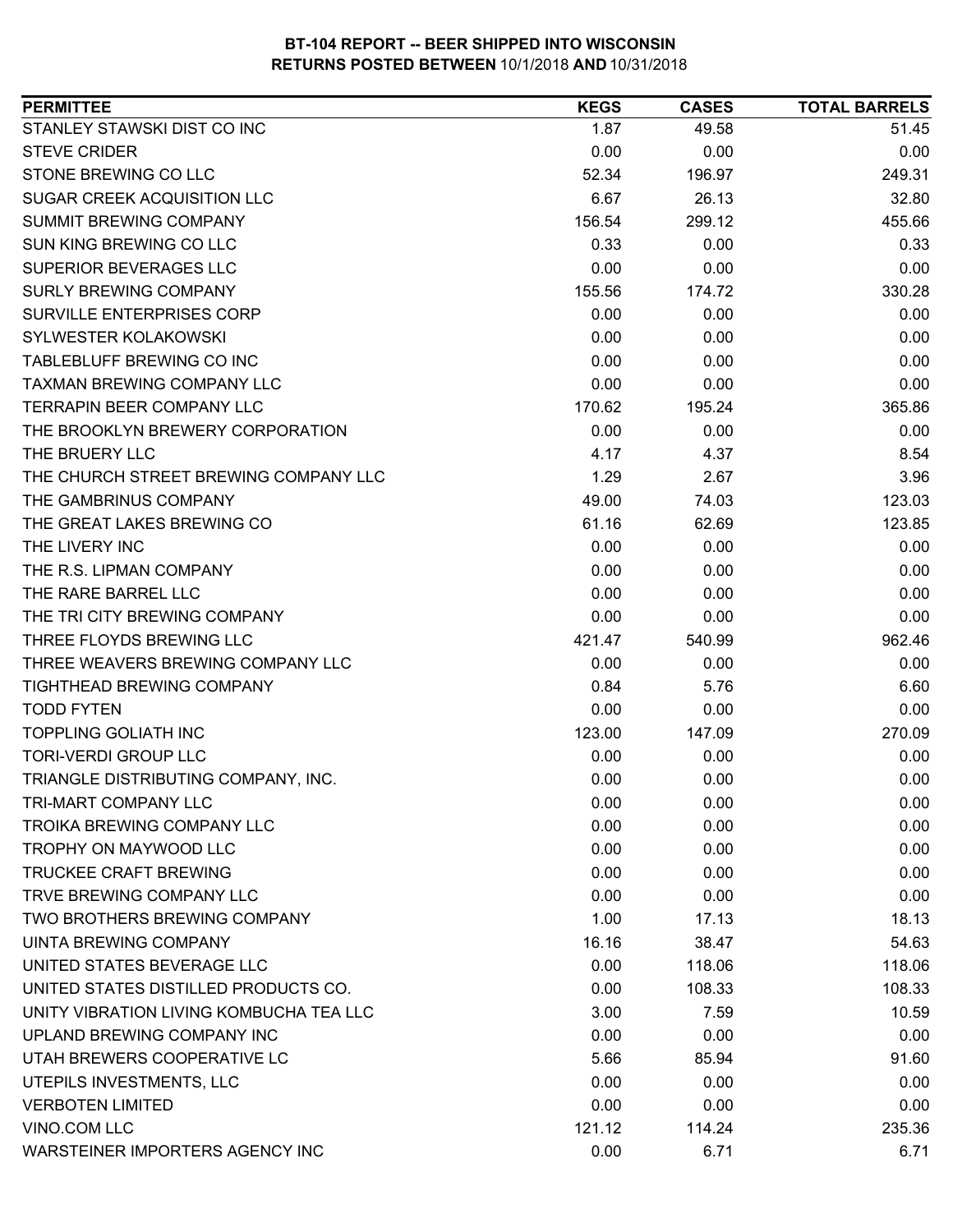# BT-104 REPORT -- BEER SHIPPED INTO WISCONSIN
## RETURNS POSTED BETWEEN 10/1/2018 AND 10/31/2018

| PERMITTEE | KEGS | CASES | TOTAL BARRELS |
|---|---|---|---|
| STANLEY STAWSKI DIST CO INC | 1.87 | 49.58 | 51.45 |
| STEVE CRIDER | 0.00 | 0.00 | 0.00 |
| STONE BREWING CO LLC | 52.34 | 196.97 | 249.31 |
| SUGAR CREEK ACQUISITION LLC | 6.67 | 26.13 | 32.80 |
| SUMMIT BREWING COMPANY | 156.54 | 299.12 | 455.66 |
| SUN KING BREWING CO LLC | 0.33 | 0.00 | 0.33 |
| SUPERIOR BEVERAGES LLC | 0.00 | 0.00 | 0.00 |
| SURLY BREWING COMPANY | 155.56 | 174.72 | 330.28 |
| SURVILLE ENTERPRISES CORP | 0.00 | 0.00 | 0.00 |
| SYLWESTER KOLAKOWSKI | 0.00 | 0.00 | 0.00 |
| TABLEBLUFF BREWING CO INC | 0.00 | 0.00 | 0.00 |
| TAXMAN BREWING COMPANY LLC | 0.00 | 0.00 | 0.00 |
| TERRAPIN BEER COMPANY LLC | 170.62 | 195.24 | 365.86 |
| THE BROOKLYN BREWERY CORPORATION | 0.00 | 0.00 | 0.00 |
| THE BRUERY LLC | 4.17 | 4.37 | 8.54 |
| THE CHURCH STREET BREWING COMPANY LLC | 1.29 | 2.67 | 3.96 |
| THE GAMBRINUS COMPANY | 49.00 | 74.03 | 123.03 |
| THE GREAT LAKES BREWING CO | 61.16 | 62.69 | 123.85 |
| THE LIVERY INC | 0.00 | 0.00 | 0.00 |
| THE R.S. LIPMAN COMPANY | 0.00 | 0.00 | 0.00 |
| THE RARE BARREL LLC | 0.00 | 0.00 | 0.00 |
| THE TRI CITY BREWING COMPANY | 0.00 | 0.00 | 0.00 |
| THREE FLOYDS BREWING LLC | 421.47 | 540.99 | 962.46 |
| THREE WEAVERS BREWING COMPANY LLC | 0.00 | 0.00 | 0.00 |
| TIGHTHEAD BREWING COMPANY | 0.84 | 5.76 | 6.60 |
| TODD FYTEN | 0.00 | 0.00 | 0.00 |
| TOPPLING GOLIATH INC | 123.00 | 147.09 | 270.09 |
| TORI-VERDI GROUP LLC | 0.00 | 0.00 | 0.00 |
| TRIANGLE DISTRIBUTING COMPANY, INC. | 0.00 | 0.00 | 0.00 |
| TRI-MART COMPANY LLC | 0.00 | 0.00 | 0.00 |
| TROIKA BREWING COMPANY LLC | 0.00 | 0.00 | 0.00 |
| TROPHY ON MAYWOOD LLC | 0.00 | 0.00 | 0.00 |
| TRUCKEE CRAFT BREWING | 0.00 | 0.00 | 0.00 |
| TRVE BREWING COMPANY LLC | 0.00 | 0.00 | 0.00 |
| TWO BROTHERS BREWING COMPANY | 1.00 | 17.13 | 18.13 |
| UINTA BREWING COMPANY | 16.16 | 38.47 | 54.63 |
| UNITED STATES BEVERAGE LLC | 0.00 | 118.06 | 118.06 |
| UNITED STATES DISTILLED PRODUCTS CO. | 0.00 | 108.33 | 108.33 |
| UNITY VIBRATION LIVING KOMBUCHA TEA LLC | 3.00 | 7.59 | 10.59 |
| UPLAND BREWING COMPANY INC | 0.00 | 0.00 | 0.00 |
| UTAH BREWERS COOPERATIVE LC | 5.66 | 85.94 | 91.60 |
| UTEPILS INVESTMENTS, LLC | 0.00 | 0.00 | 0.00 |
| VERBOTEN LIMITED | 0.00 | 0.00 | 0.00 |
| VINO.COM LLC | 121.12 | 114.24 | 235.36 |
| WARSTEINER IMPORTERS AGENCY INC | 0.00 | 6.71 | 6.71 |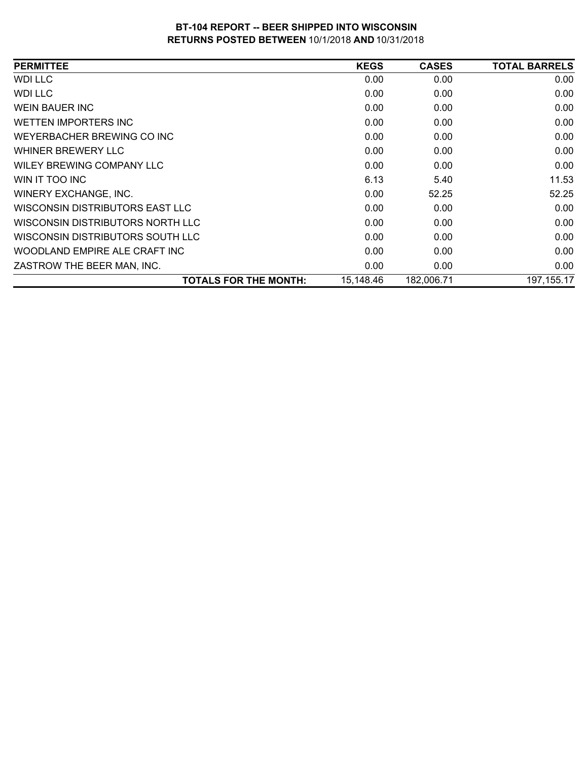**BT-104 REPORT -- BEER SHIPPED INTO WISCONSIN**
**RETURNS POSTED BETWEEN** 10/1/2018 **AND** 10/31/2018

| PERMITTEE | KEGS | CASES | TOTAL BARRELS |
|---|---|---|---|
| WDI LLC | 0.00 | 0.00 | 0.00 |
| WDI LLC | 0.00 | 0.00 | 0.00 |
| WEIN BAUER INC | 0.00 | 0.00 | 0.00 |
| WETTEN IMPORTERS INC | 0.00 | 0.00 | 0.00 |
| WEYERBACHER BREWING CO INC | 0.00 | 0.00 | 0.00 |
| WHINER BREWERY LLC | 0.00 | 0.00 | 0.00 |
| WILEY BREWING COMPANY LLC | 0.00 | 0.00 | 0.00 |
| WIN IT TOO INC | 6.13 | 5.40 | 11.53 |
| WINERY EXCHANGE, INC. | 0.00 | 52.25 | 52.25 |
| WISCONSIN DISTRIBUTORS EAST LLC | 0.00 | 0.00 | 0.00 |
| WISCONSIN DISTRIBUTORS NORTH LLC | 0.00 | 0.00 | 0.00 |
| WISCONSIN DISTRIBUTORS SOUTH LLC | 0.00 | 0.00 | 0.00 |
| WOODLAND EMPIRE ALE CRAFT INC | 0.00 | 0.00 | 0.00 |
| ZASTROW THE BEER MAN, INC. | 0.00 | 0.00 | 0.00 |
| **TOTALS FOR THE MONTH:** | 15,148.46 | 182,006.71 | 197,155.17 |